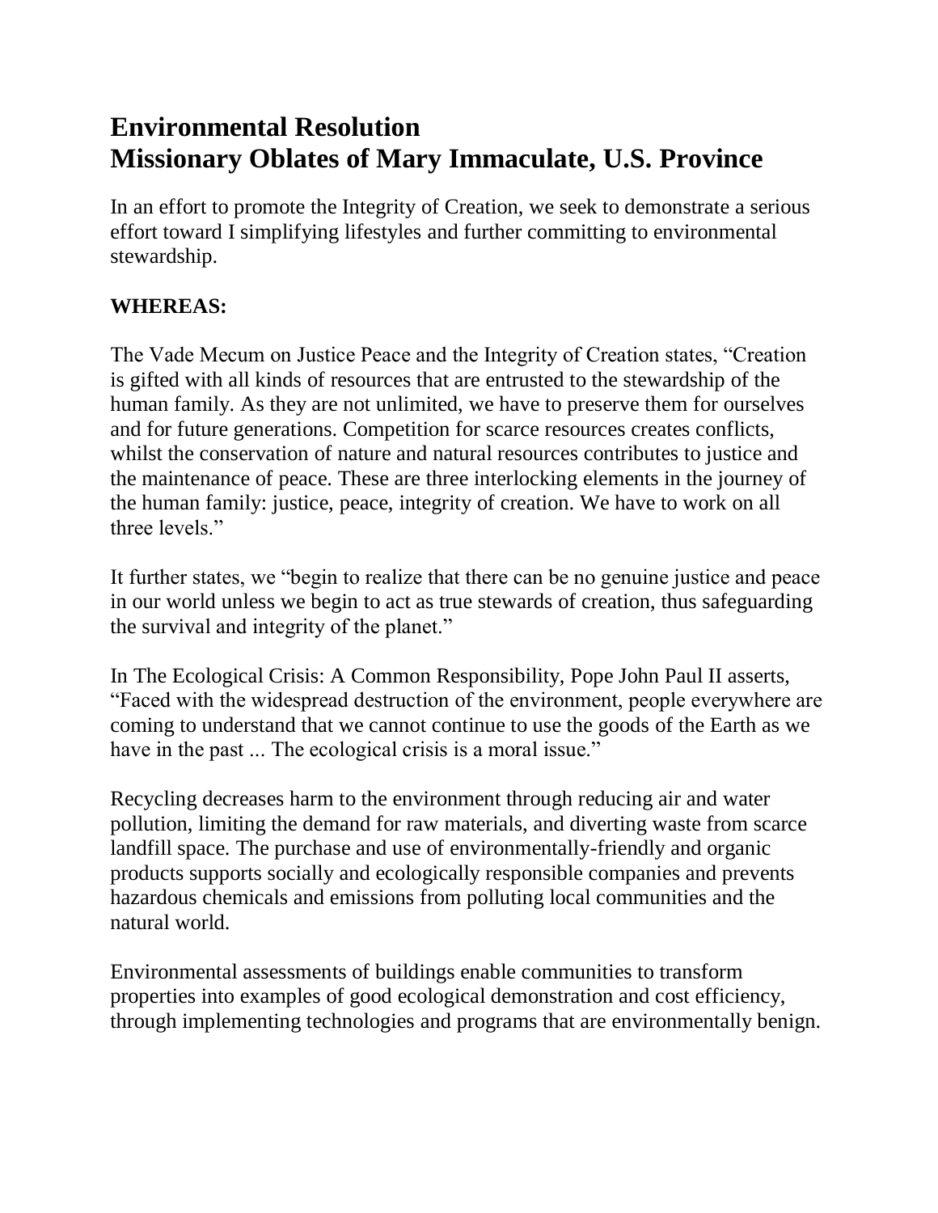# Environmental Resolution
# Missionary Oblates of Mary Immaculate, U.S. Province

In an effort to promote the Integrity of Creation, we seek to demonstrate a serious effort toward I simplifying lifestyles and further committing to environmental stewardship.

**WHEREAS:**

The Vade Mecum on Justice Peace and the Integrity of Creation states, "Creation is gifted with all kinds of resources that are entrusted to the stewardship of the human family. As they are not unlimited, we have to preserve them for ourselves and for future generations. Competition for scarce resources creates conflicts, whilst the conservation of nature and natural resources contributes to justice and the maintenance of peace. These are three interlocking elements in the journey of the human family: justice, peace, integrity of creation. We have to work on all three levels."

It further states, we "begin to realize that there can be no genuine justice and peace in our world unless we begin to act as true stewards of creation, thus safeguarding the survival and integrity of the planet."

In The Ecological Crisis: A Common Responsibility, Pope John Paul II asserts, "Faced with the widespread destruction of the environment, people everywhere are coming to understand that we cannot continue to use the goods of the Earth as we have in the past ... The ecological crisis is a moral issue."

Recycling decreases harm to the environment through reducing air and water pollution, limiting the demand for raw materials, and diverting waste from scarce landfill space. The purchase and use of environmentally-friendly and organic products supports socially and ecologically responsible companies and prevents hazardous chemicals and emissions from polluting local communities and the natural world.

Environmental assessments of buildings enable communities to transform properties into examples of good ecological demonstration and cost efficiency, through implementing technologies and programs that are environmentally benign.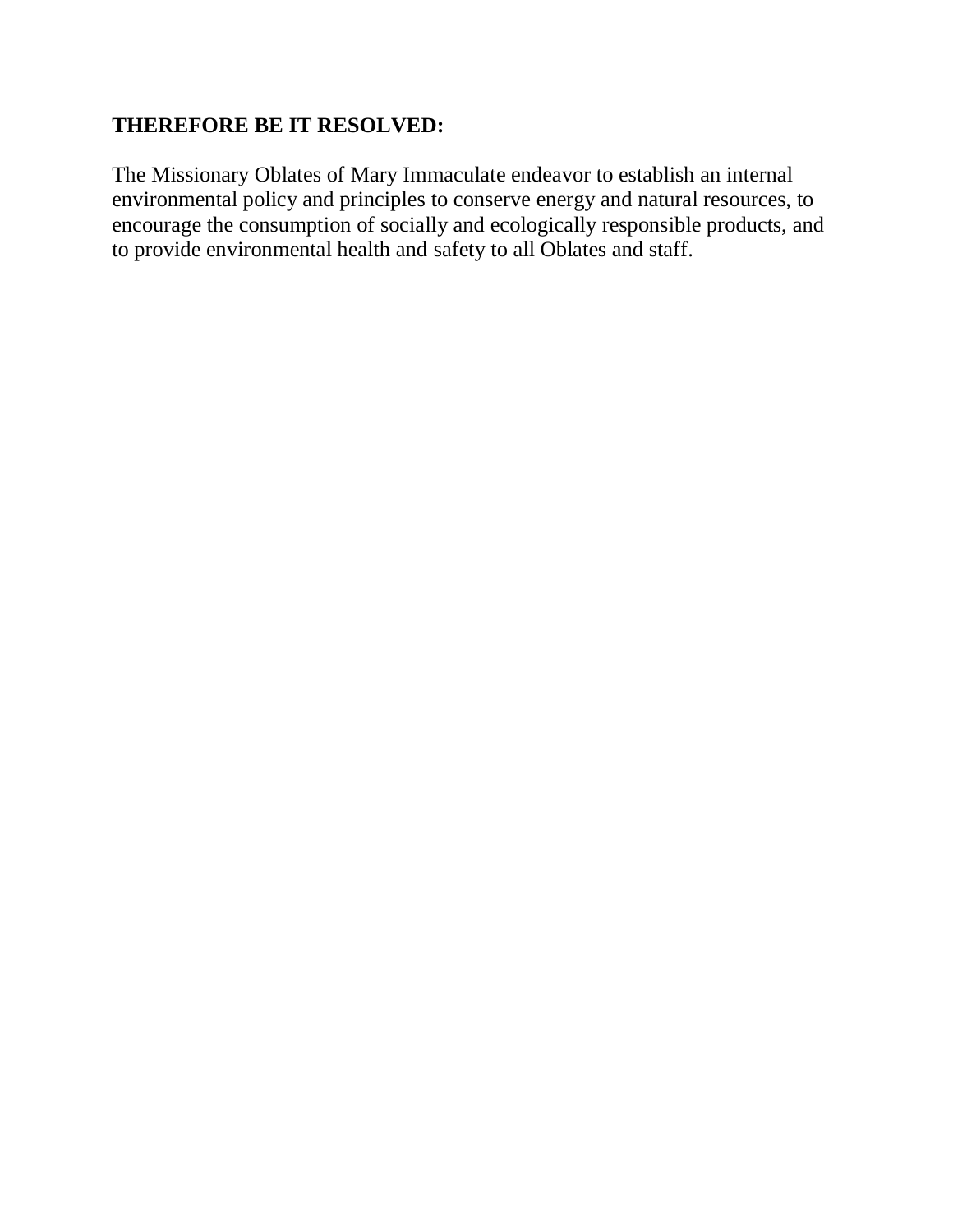**THEREFORE BE IT RESOLVED:**

The Missionary Oblates of Mary Immaculate endeavor to establish an internal environmental policy and principles to conserve energy and natural resources, to encourage the consumption of socially and ecologically responsible products, and to provide environmental health and safety to all Oblates and staff.